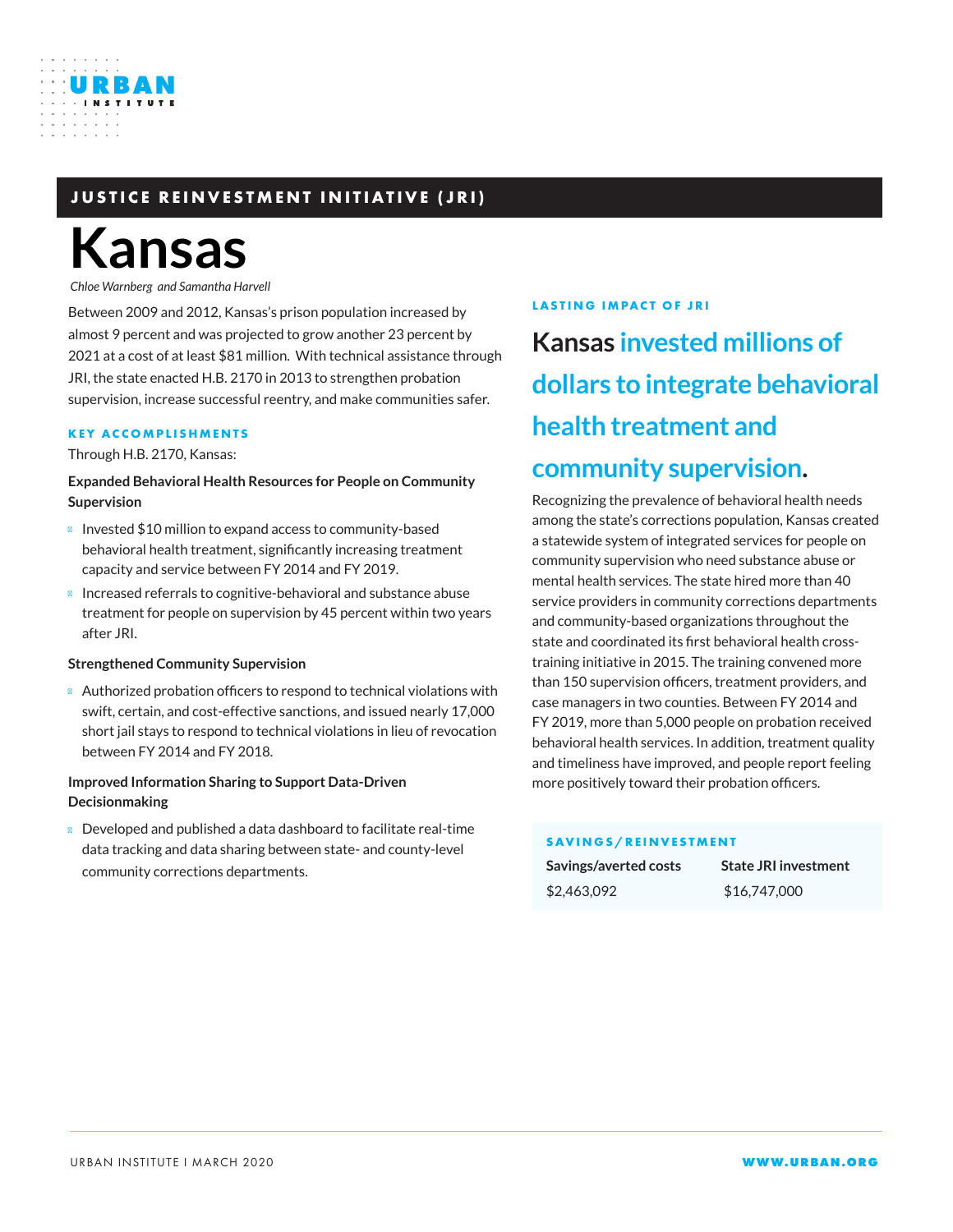URBAN INSTITUTE

JUSTICE REINVESTMENT INITIATIVE (JRI)

# Kansas

*Chloe Warnberg and Samantha Harvell*

Between 2009 and 2012, Kansas's prison population increased by almost 9 percent and was projected to grow another 23 percent by 2021 at a cost of at least $81 million. With technical assistance through JRI, the state enacted H.B. 2170 in 2013 to strengthen probation supervision, increase successful reentry, and make communities safer.

## KEY ACCOMPLISHMENTS

Through H.B. 2170, Kansas:

**Expanded Behavioral Health Resources for People on Community Supervision**

- Invested $10 million to expand access to community-based behavioral health treatment, significantly increasing treatment capacity and service between FY 2014 and FY 2019.
- Increased referrals to cognitive-behavioral and substance abuse treatment for people on supervision by 45 percent within two years after JRI.

**Strengthened Community Supervision**

- Authorized probation officers to respond to technical violations with swift, certain, and cost-effective sanctions, and issued nearly 17,000 short jail stays to respond to technical violations in lieu of revocation between FY 2014 and FY 2018.

**Improved Information Sharing to Support Data-Driven Decisionmaking**

- Developed and published a data dashboard to facilitate real-time data tracking and data sharing between state- and county-level community corrections departments.

## LASTING IMPACT OF JRI

**Kansas invested millions of dollars to integrate behavioral health treatment and community supervision.**

Recognizing the prevalence of behavioral health needs among the state's corrections population, Kansas created a statewide system of integrated services for people on community supervision who need substance abuse or mental health services. The state hired more than 40 service providers in community corrections departments and community-based organizations throughout the state and coordinated its first behavioral health cross-training initiative in 2015. The training convened more than 150 supervision officers, treatment providers, and case managers in two counties. Between FY 2014 and FY 2019, more than 5,000 people on probation received behavioral health services. In addition, treatment quality and timeliness have improved, and people report feeling more positively toward their probation officers.

## SAVINGS/REINVESTMENT

| Savings/averted costs | State JRI investment |
| --- | --- |
| $2,463,092 | $16,747,000 |

URBAN INSTITUTE I MARCH 2020

WWW.URBAN.ORG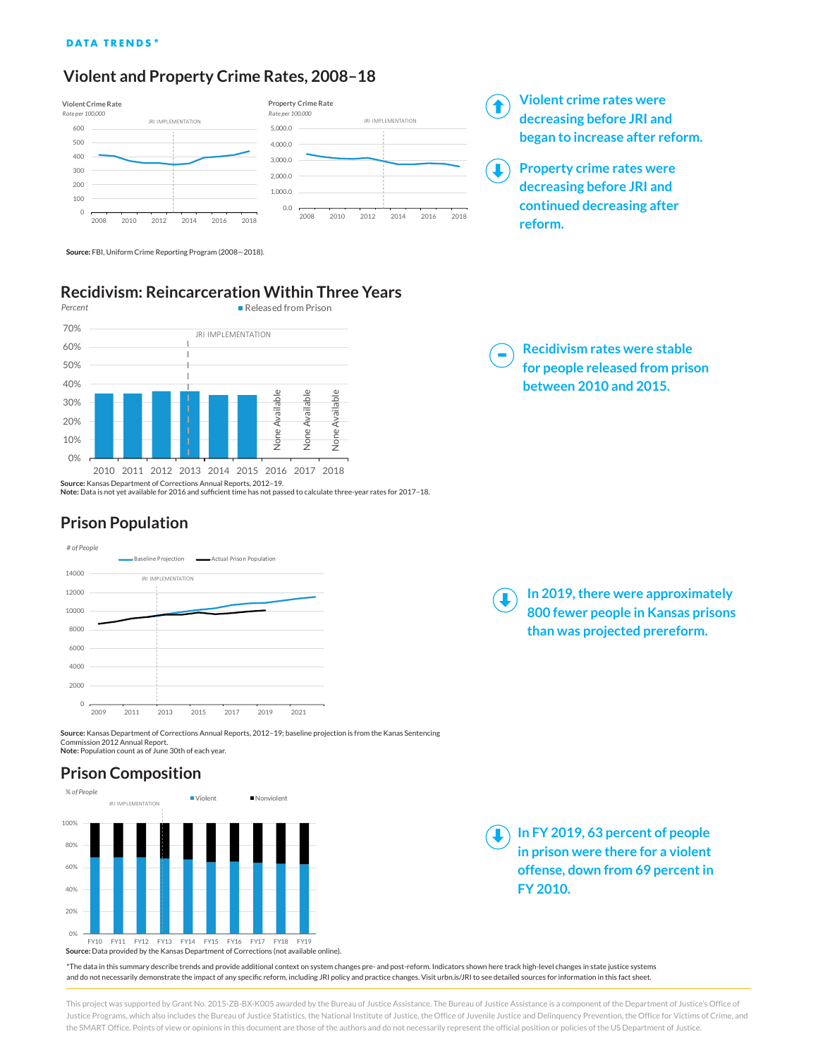**DATA TRENDS***

## Violent and Property Crime Rates, 2008–18

Violent Crime Rate
*Rate per 100,000*
JRI IMPLEMENTATION
600
500
400
300
200
100
0
2008 2010 2012 2014 2016 2018

Property Crime Rate
*Rate per 100,000*
JRI IMPLEMENTATION
5,000.0
4,000.0
3,000.0
2,000.0
1,000.0
0.0
2008 2010 2012 2014 2016 2018

**Source:** FBI, Uniform Crime Reporting Program (2008—2018).

**Violent crime rates were decreasing before JRI and began to increase after reform.**

**Property crime rates were decreasing before JRI and continued decreasing after reform.**

## Recidivism: Reincarceration Within Three Years

*Percent*
Released from Prison
JRI IMPLEMENTATION
70%
60%
50%
40%
30%
20%
10%
0%
2010 2011 2012 2013 2014 2015 2016 2017 2018
None Available
None Available
None Available

**Source:** Kansas Department of Corrections Annual Reports, 2012–19.
**Note:** Data is not yet available for 2016 and sufficient time has not passed to calculate three-year rates for 2017–18.

**Recidivism rates were stable for people released from prison between 2010 and 2015.**

## Prison Population

*# of People*
Baseline Projection
Actual Prison Population
JRI IMPLEMENTATION
14000
12000
10000
8000
6000
4000
2000
0
2009 2011 2013 2015 2017 2019 2021

**Source:** Kansas Department of Corrections Annual Reports, 2012–19; baseline projection is from the Kanas Sentencing Commission 2012 Annual Report.
**Note:** Population count as of June 30th of each year.

**In 2019, there were approximately 800 fewer people in Kansas prisons than was projected prereform.**

## Prison Composition

*% of People*
JRI IMPLEMENTATION
Violent
Nonviolent
100%
80%
60%
40%
20%
0%
FY10 FY11 FY12 FY13 FY14 FY15 FY16 FY17 FY18 FY19

**Source:** Data provided by the Kansas Department of Corrections (not available online).

**In FY 2019, 63 percent of people in prison were there for a violent offense, down from 69 percent in FY 2010.**

*The data in this summary describe trends and provide additional context on system changes pre- and post-reform. Indicators shown here track high-level changes in state justice systems and do not necessarily demonstrate the impact of any specific reform, including JRI policy and practice changes. Visit urbn.is/JRI to see detailed sources for information in this fact sheet.

This project was supported by Grant No. 2015-ZB-BX-K005 awarded by the Bureau of Justice Assistance. The Bureau of Justice Assistance is a component of the Department of Justice's Office of Justice Programs, which also includes the Bureau of Justice Statistics, the National Institute of Justice, the Office of Juvenile Justice and Delinquency Prevention, the Office for Victims of Crime, and the SMART Office. Points of view or opinions in this document are those of the authors and do not necessarily represent the official position or policies of the US Department of Justice.